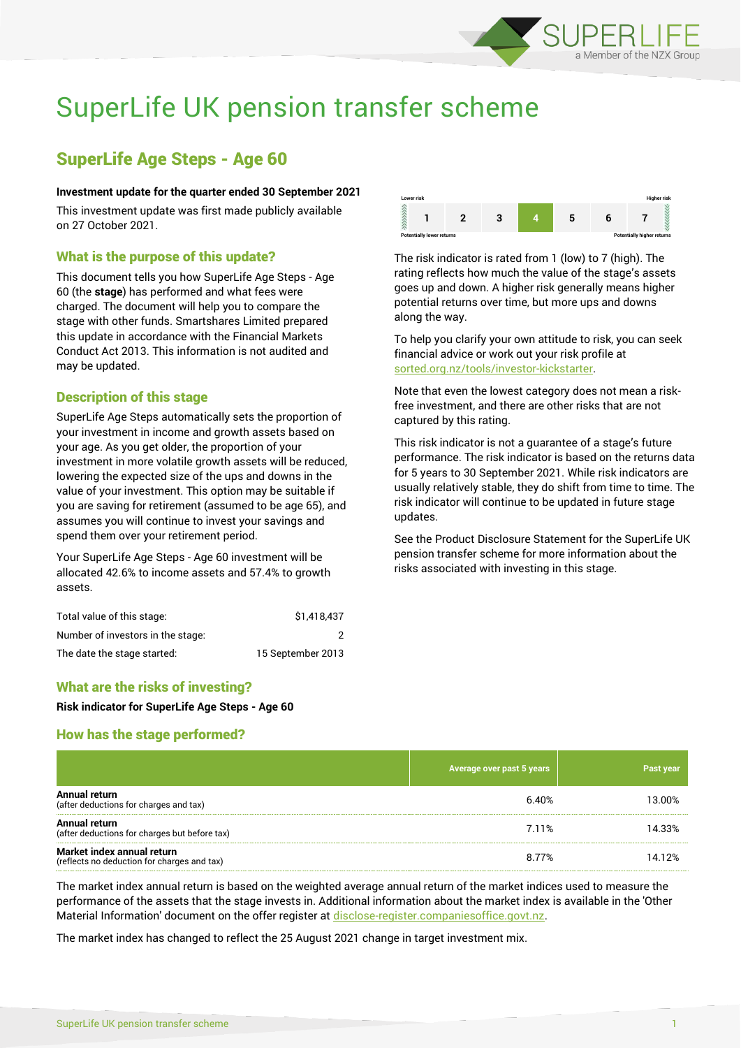# SuperLife UK pension transfer scheme

## SuperLife Age Steps - Age 60

**Investment update for the quarter ended 30 September 2021**

This investment update was first made publicly available on 27 October 2021.

### What is the purpose of this update?

This document tells you how SuperLife Age Steps - Age 60 (the **stage**) has performed and what fees were charged. The document will help you to compare the stage with other funds. Smartshares Limited prepared this update in accordance with the Financial Markets Conduct Act 2013. This information is not audited and may be updated.

### Description of this stage

SuperLife Age Steps automatically sets the proportion of your investment in income and growth assets based on your age. As you get older, the proportion of your investment in more volatile growth assets will be reduced, lowering the expected size of the ups and downs in the value of your investment. This option may be suitable if you are saving for retirement (assumed to be age 65), and assumes you will continue to invest your savings and spend them over your retirement period.

Your SuperLife Age Steps - Age 60 investment will be allocated 42.6% to income assets and 57.4% to growth assets.

| | |
|---|---|
| Total value of this stage: | $1,418,437 |
| Number of investors in the stage: | 2 |
| The date the stage started: | 15 September 2013 |

### What are the risks of investing?

**Risk indicator for SuperLife Age Steps - Age 60**

| Lower risk | | | | | | Higher risk |
|---|---|---|---|---|---|---|
| 1 | 2 | 3 | **4** | 5 | 6 | 7 |
| Potentially lower returns | | | | | | Potentially higher returns |

The risk indicator is rated from 1 (low) to 7 (high). The rating reflects how much the value of the stage's assets goes up and down. A higher risk generally means higher potential returns over time, but more ups and downs along the way.

To help you clarify your own attitude to risk, you can seek financial advice or work out your risk profile at sorted.org.nz/tools/investor-kickstarter.

Note that even the lowest category does not mean a risk-free investment, and there are other risks that are not captured by this rating.

This risk indicator is not a guarantee of a stage's future performance. The risk indicator is based on the returns data for 5 years to 30 September 2021. While risk indicators are usually relatively stable, they do shift from time to time. The risk indicator will continue to be updated in future stage updates.

See the Product Disclosure Statement for the SuperLife UK pension transfer scheme for more information about the risks associated with investing in this stage.

### How has the stage performed?

| | Average over past 5 years | Past year |
|---|---|---|
| **Annual return** (after deductions for charges and tax) | 6.40% | 13.00% |
| **Annual return** (after deductions for charges but before tax) | 7.11% | 14.33% |
| **Market index annual return** (reflects no deduction for charges and tax) | 8.77% | 14.12% |

The market index annual return is based on the weighted average annual return of the market indices used to measure the performance of the assets that the stage invests in. Additional information about the market index is available in the 'Other Material Information' document on the offer register at disclose-register.companiesoffice.govt.nz.

The market index has changed to reflect the 25 August 2021 change in target investment mix.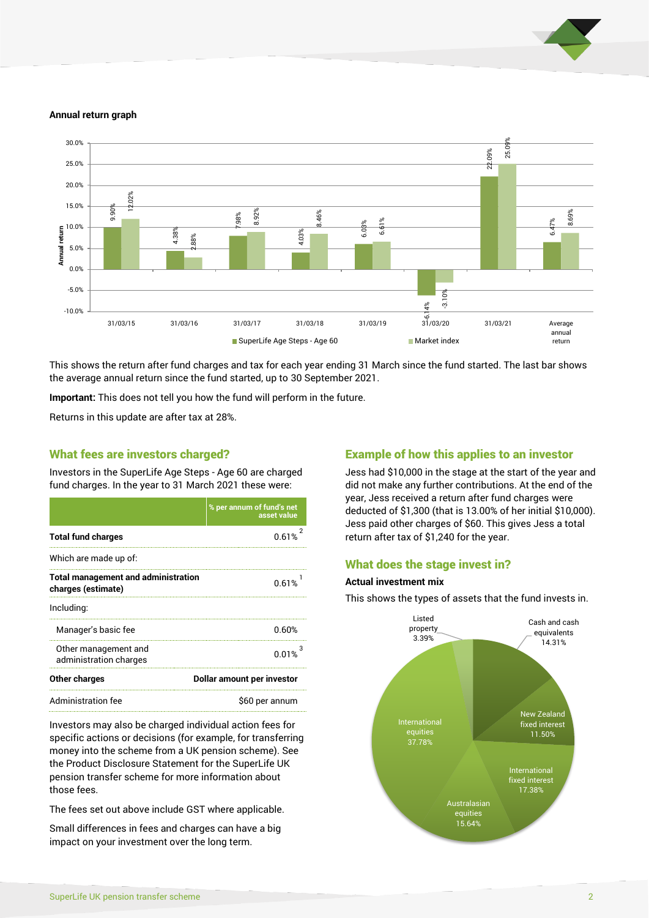**Annual return graph**

| Year | SuperLife Age Steps - Age 60 | Market index |
|---|---|---|
| 31/03/15 | 9.90% | 12.02% |
| 31/03/16 | 4.38% | 2.88% |
| 31/03/17 | 7.98% | 8.92% |
| 31/03/18 | 4.03% | 8.46% |
| 31/03/19 | 6.03% | 6.61% |
| 31/03/20 | -6.14% | -3.10% |
| 31/03/21 | 22.09% | 25.09% |
| Average annual return | 6.47% | 8.69% |

This shows the return after fund charges and tax for each year ending 31 March since the fund started. The last bar shows the average annual return since the fund started, up to 30 September 2021.

**Important:** This does not tell you how the fund will perform in the future.

Returns in this update are after tax at 28%.

## What fees are investors charged?

Investors in the SuperLife Age Steps - Age 60 are charged fund charges. In the year to 31 March 2021 these were:

| | % per annum of fund's net asset value |
|---|---|
| **Total fund charges** | 0.61% [2] |
| Which are made up of: | |
| **Total management and administration charges (estimate)** | 0.61% [1] |
| Including: | |
| Manager's basic fee | 0.60% |
| Other management and administration charges | 0.01% [3] |
| **Other charges** | **Dollar amount per investor** |
| Administration fee | $60 per annum |

Investors may also be charged individual action fees for specific actions or decisions (for example, for transferring money into the scheme from a UK pension scheme). See the Product Disclosure Statement for the SuperLife UK pension transfer scheme for more information about those fees.

The fees set out above include GST where applicable.

Small differences in fees and charges can have a big impact on your investment over the long term.

## Example of how this applies to an investor

Jess had $10,000 in the stage at the start of the year and did not make any further contributions. At the end of the year, Jess received a return after fund charges were deducted of $1,300 (that is 13.00% of her initial $10,000). Jess paid other charges of $60. This gives Jess a total return after tax of $1,240 for the year.

## What does the stage invest in?

### Actual investment mix

This shows the types of assets that the fund invests in.

| Asset type | Percentage |
|---|---|
| Cash and cash equivalents | 14.31% |
| New Zealand fixed interest | 11.50% |
| International fixed interest | 17.38% |
| Australasian equities | 15.64% |
| International equities | 37.78% |
| Listed property | 3.39% |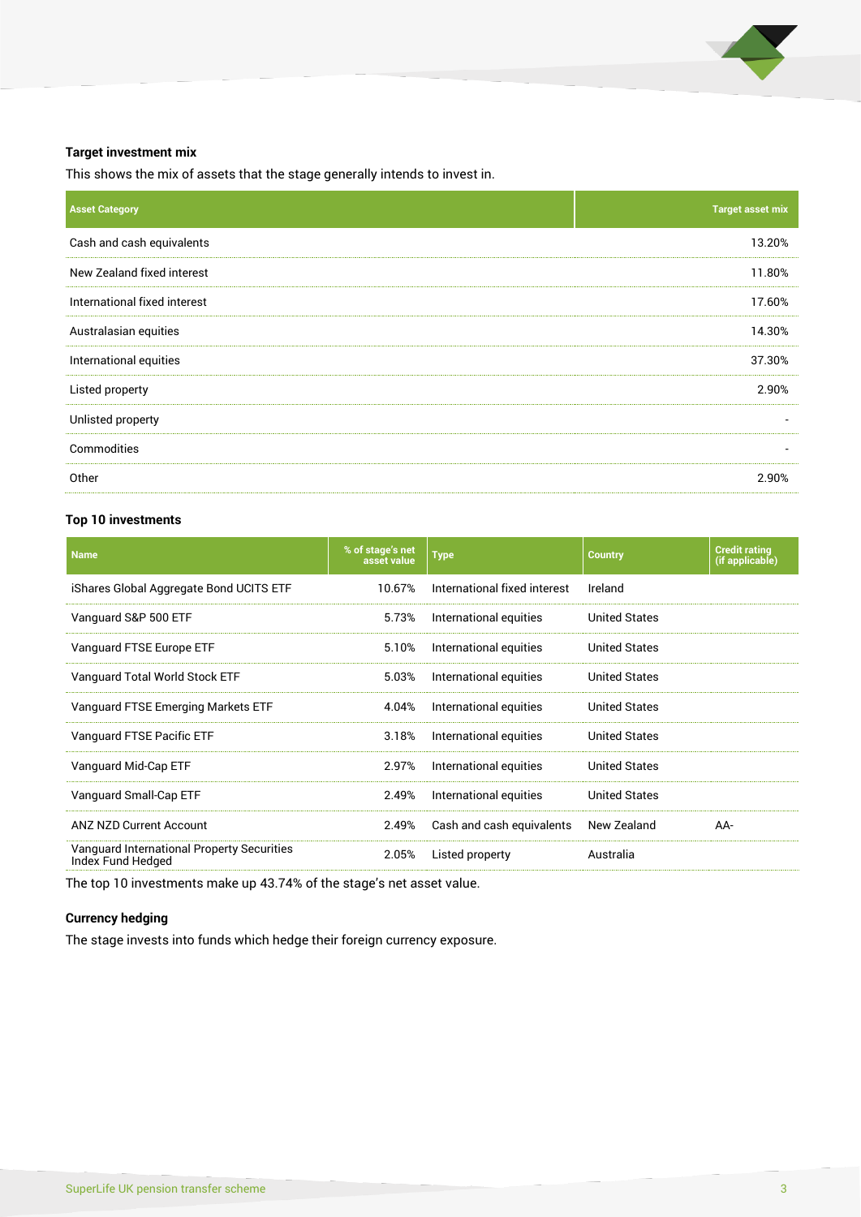### Target investment mix

This shows the mix of assets that the stage generally intends to invest in.

| Asset Category | Target asset mix |
|---|---|
| Cash and cash equivalents | 13.20% |
| New Zealand fixed interest | 11.80% |
| International fixed interest | 17.60% |
| Australasian equities | 14.30% |
| International equities | 37.30% |
| Listed property | 2.90% |
| Unlisted property | - |
| Commodities | - |
| Other | 2.90% |

### Top 10 investments

| Name | % of stage's net asset value | Type | Country | Credit rating (if applicable) |
|---|---|---|---|---|
| iShares Global Aggregate Bond UCITS ETF | 10.67% | International fixed interest | Ireland | |
| Vanguard S&P 500 ETF | 5.73% | International equities | United States | |
| Vanguard FTSE Europe ETF | 5.10% | International equities | United States | |
| Vanguard Total World Stock ETF | 5.03% | International equities | United States | |
| Vanguard FTSE Emerging Markets ETF | 4.04% | International equities | United States | |
| Vanguard FTSE Pacific ETF | 3.18% | International equities | United States | |
| Vanguard Mid-Cap ETF | 2.97% | International equities | United States | |
| Vanguard Small-Cap ETF | 2.49% | International equities | United States | |
| ANZ NZD Current Account | 2.49% | Cash and cash equivalents | New Zealand | AA- |
| Vanguard International Property Securities Index Fund Hedged | 2.05% | Listed property | Australia | |

The top 10 investments make up 43.74% of the stage's net asset value.

### Currency hedging

The stage invests into funds which hedge their foreign currency exposure.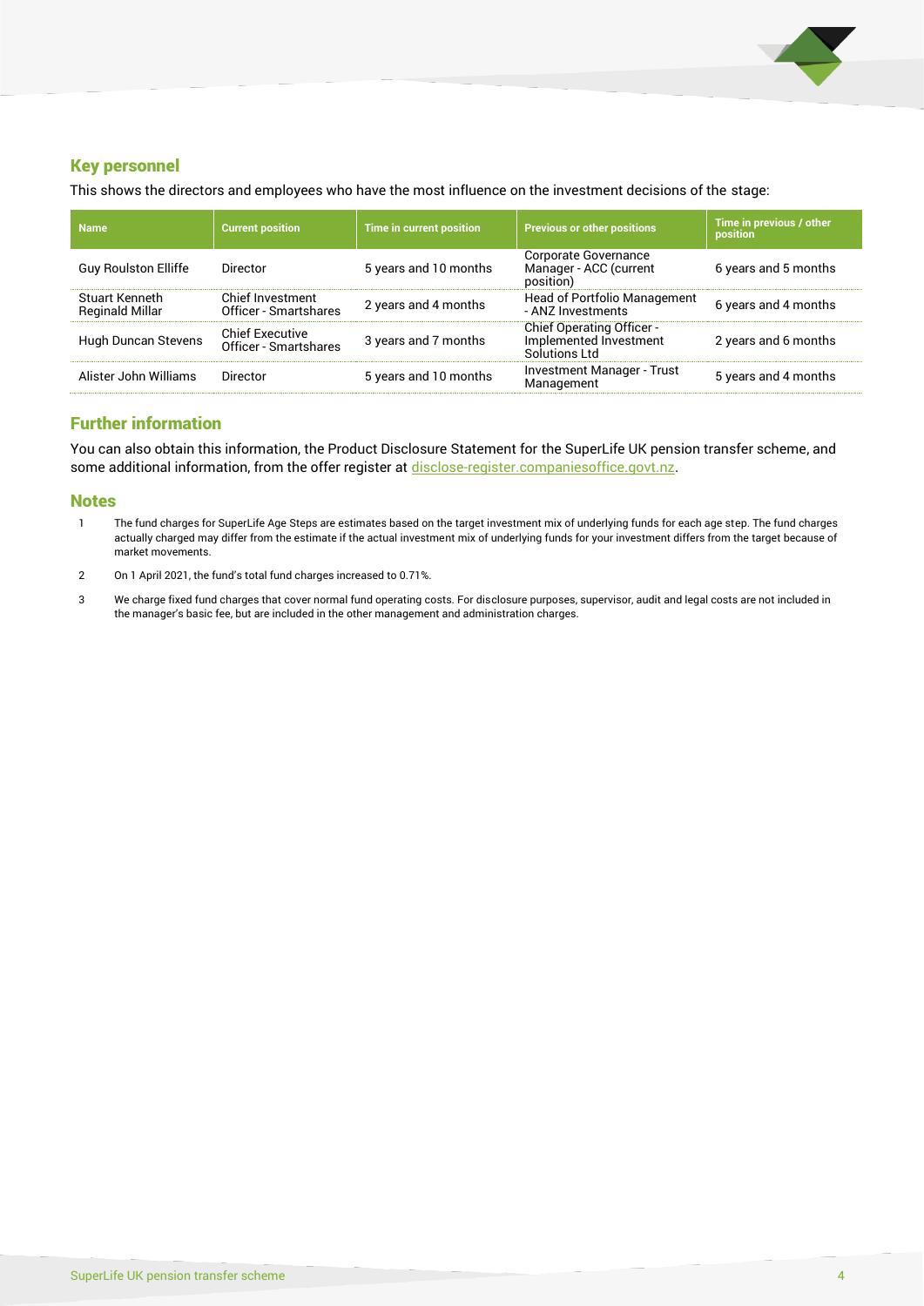## Key personnel

This shows the directors and employees who have the most influence on the investment decisions of the stage:

| Name | Current position | Time in current position | Previous or other positions | Time in previous / other position |
|---|---|---|---|---|
| Guy Roulston Elliffe | Director | 5 years and 10 months | Corporate Governance Manager - ACC (current position) | 6 years and 5 months |
| Stuart Kenneth Reginald Millar | Chief Investment Officer - Smartshares | 2 years and 4 months | Head of Portfolio Management - ANZ Investments | 6 years and 4 months |
| Hugh Duncan Stevens | Chief Executive Officer - Smartshares | 3 years and 7 months | Chief Operating Officer - Implemented Investment Solutions Ltd | 2 years and 6 months |
| Alister John Williams | Director | 5 years and 10 months | Investment Manager - Trust Management | 5 years and 4 months |

## Further information

You can also obtain this information, the Product Disclosure Statement for the SuperLife UK pension transfer scheme, and some additional information, from the offer register at disclose-register.companiesoffice.govt.nz.

## Notes

1. The fund charges for SuperLife Age Steps are estimates based on the target investment mix of underlying funds for each age step. The fund charges actually charged may differ from the estimate if the actual investment mix of underlying funds for your investment differs from the target because of market movements.
2. On 1 April 2021, the fund's total fund charges increased to 0.71%.
3. We charge fixed fund charges that cover normal fund operating costs. For disclosure purposes, supervisor, audit and legal costs are not included in the manager's basic fee, but are included in the other management and administration charges.